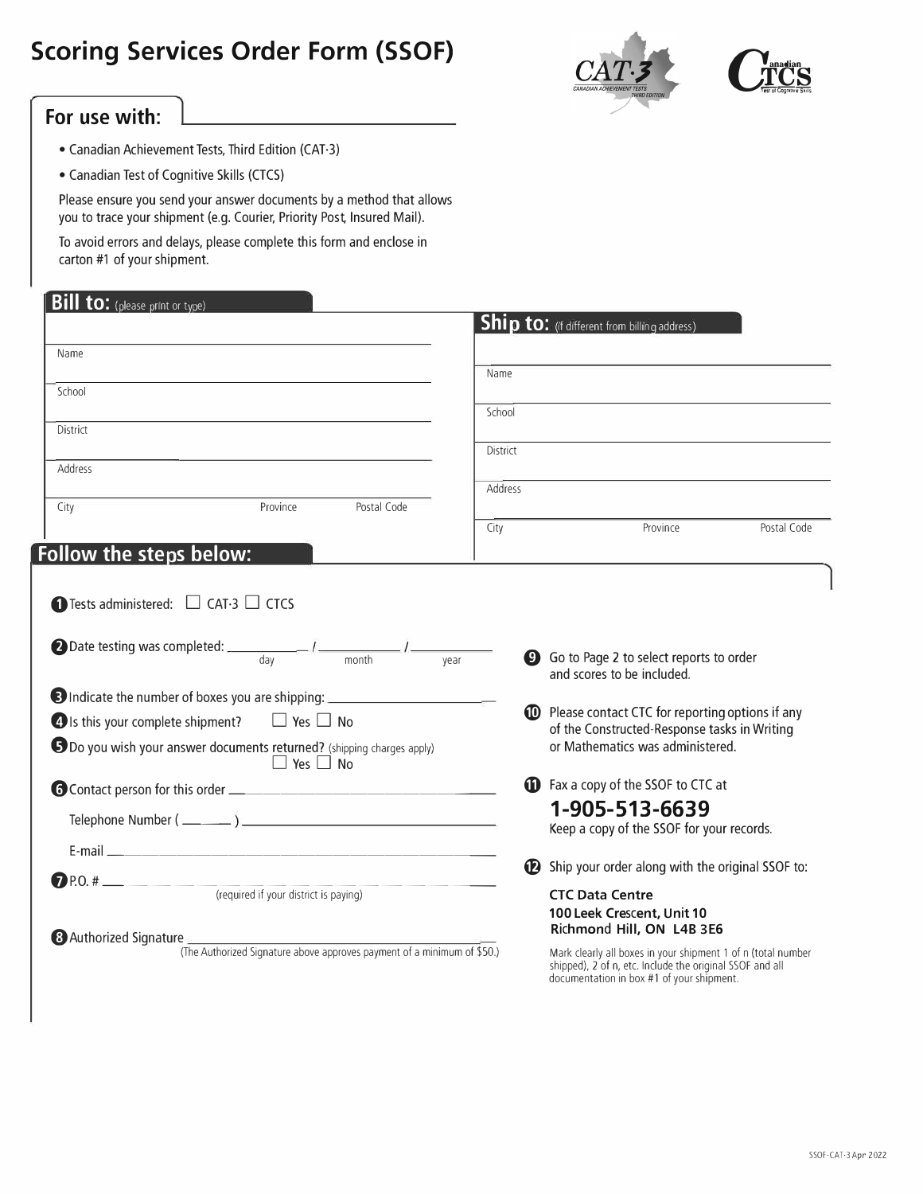# Scoring Services Order Form (SSOF)

## For use with:

- Canadian Achievement Tests, Third Edition (CAT·3)
- Canadian Test of Cognitive Skills (CTCS)

Please ensure you send your answer documents by a method that allows you to trace your shipment (e.g. Courier, Priority Post, Insured Mail).

To avoid errors and delays, please complete this form and enclose in carton #1 of your shipment.

## Bill to: (please print or type)

Name ______________________________

School ______________________________

District ______________________________

Address ______________________________

City __________ Province __________ Postal Code __________

## Ship to: (If different from billing address)

Name ______________________________

School ______________________________

District ______________________________

Address ______________________________

City __________ Province __________ Postal Code __________

## Follow the steps below:

1. Tests administered: ☐ CAT·3 ☐ CTCS
2. Date testing was completed: ________ / ________ / ________ (day / month / year)
3. Indicate the number of boxes you are shipping: ________
4. Is this your complete shipment? ☐ Yes ☐ No
5. Do you wish your answer documents returned? (shipping charges apply) ☐ Yes ☐ No
6. Contact person for this order ______________________________

   Telephone Number ( ______ ) ______________________________

   E-mail ______________________________
7. P.O. # ______________________________ (required if your district is paying)
8. Authorized Signature ______________________________ (The Authorized Signature above approves payment of a minimum of $50.)
9. Go to Page 2 to select reports to order and scores to be included.
10. Please contact CTC for reporting options if any of the Constructed-Response tasks in Writing or Mathematics was administered.
11. Fax a copy of the SSOF to CTC at **1-905-513-6639**

    Keep a copy of the SSOF for your records.
12. Ship your order along with the original SSOF to:

    **CTC Data Centre**
    **100 Leek Crescent, Unit 10**
    **Richmond Hill, ON L4B 3E6**

    Mark clearly all boxes in your shipment 1 of n (total number shipped), 2 of n, etc. Include the original SSOF and all documentation in box #1 of your shipment.

SSOF-CAT-3 Apr 2022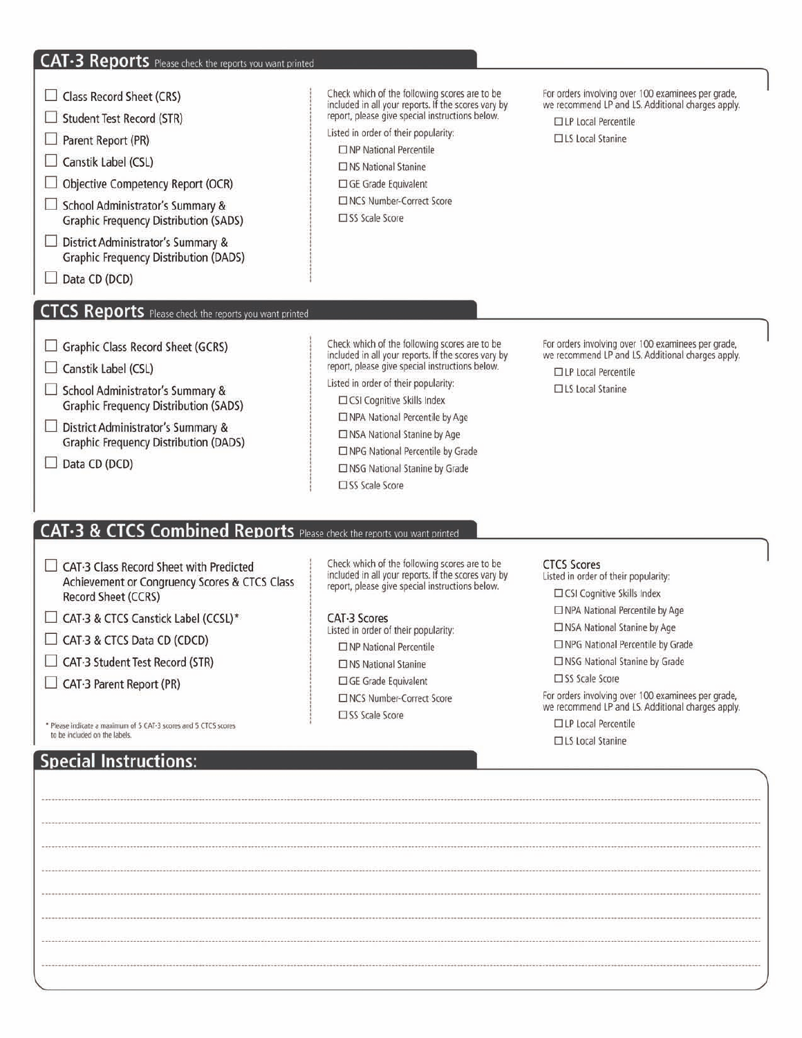## CAT·3 Reports Please check the reports you want printed

- ☐ Class Record Sheet (CRS)
- ☐ Student Test Record (STR)
- ☐ Parent Report (PR)
- ☐ Canstik Label (CSL)
- ☐ Objective Competency Report (OCR)
- ☐ School Administrator's Summary & Graphic Frequency Distribution (SADS)
- ☐ District Administrator's Summary & Graphic Frequency Distribution (DADS)
- ☐ Data CD (DCD)

Check which of the following scores are to be included in all your reports. If the scores vary by report, please give special instructions below.

Listed in order of their popularity:

- ☐ NP National Percentile
- ☐ NS National Stanine
- ☐ GE Grade Equivalent
- ☐ NCS Number-Correct Score
- ☐ SS Scale Score

For orders involving over 100 examinees per grade, we recommend LP and LS. Additional charges apply.

- ☐ LP Local Percentile
- ☐ LS Local Stanine

## CTCS Reports Please check the reports you want printed

- ☐ Graphic Class Record Sheet (GCRS)
- ☐ Canstik Label (CSL)
- ☐ School Administrator's Summary & Graphic Frequency Distribution (SADS)
- ☐ District Administrator's Summary & Graphic Frequency Distribution (DADS)
- ☐ Data CD (DCD)

Check which of the following scores are to be included in all your reports. If the scores vary by report, please give special instructions below.

Listed in order of their popularity:

- ☐ CSI Cognitive Skills Index
- ☐ NPA National Percentile by Age
- ☐ NSA National Stanine by Age
- ☐ NPG National Percentile by Grade
- ☐ NSG National Stanine by Grade
- ☐ SS Scale Score

For orders involving over 100 examinees per grade, we recommend LP and LS. Additional charges apply.

- ☐ LP Local Percentile
- ☐ LS Local Stanine

## CAT·3 & CTCS Combined Reports Please check the reports you want printed

- ☐ CAT·3 Class Record Sheet with Predicted Achievement or Congruency Scores & CTCS Class Record Sheet (CCRS)
- ☐ CAT·3 & CTCS Canstick Label (CCSL)*
- ☐ CAT·3 & CTCS Data CD (CDCD)
- ☐ CAT·3 Student Test Record (STR)
- ☐ CAT·3 Parent Report (PR)

\* Please indicate a maximum of 5 CAT·3 scores and 5 CTCS scores to be included on the labels.

Check which of the following scores are to be included in all your reports. If the scores vary by report, please give special instructions below.

**CAT·3 Scores**
Listed in order of their popularity:

- ☐ NP National Percentile
- ☐ NS National Stanine
- ☐ GE Grade Equivalent
- ☐ NCS Number-Correct Score
- ☐ SS Scale Score

**CTCS Scores**
Listed in order of their popularity:

- ☐ CSI Cognitive Skills Index
- ☐ NPA National Percentile by Age
- ☐ NSA National Stanine by Age
- ☐ NPG National Percentile by Grade
- ☐ NSG National Stanine by Grade
- ☐ SS Scale Score

For orders involving over 100 examinees per grade, we recommend LP and LS. Additional charges apply.

- ☐ LP Local Percentile
- ☐ LS Local Stanine

## Special Instructions: